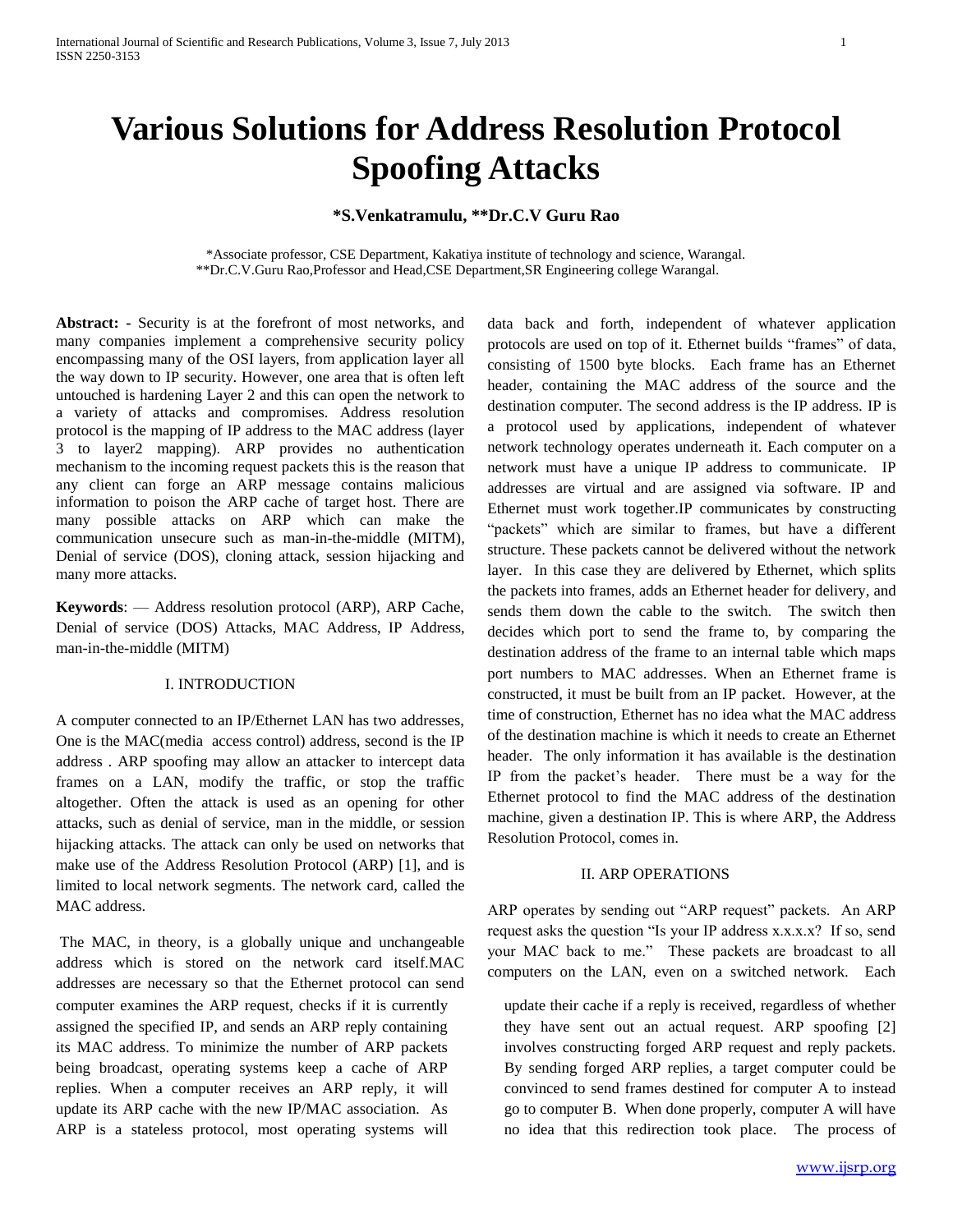# Various Solutions for Address Resolution Protocol Spoofing Attacks

**\*S.Venkatramulu, \*\*Dr.C.V Guru Rao**

\*Associate professor, CSE Department, Kakatiya institute of technology and science, Warangal.
\*\*Dr.C.V.Guru Rao,Professor and Head,CSE Department,SR Engineering college Warangal.

**Abstract: -** Security is at the forefront of most networks, and many companies implement a comprehensive security policy encompassing many of the OSI layers, from application layer all the way down to IP security. However, one area that is often left untouched is hardening Layer 2 and this can open the network to a variety of attacks and compromises. Address resolution protocol is the mapping of IP address to the MAC address (layer 3 to layer2 mapping). ARP provides no authentication mechanism to the incoming request packets this is the reason that any client can forge an ARP message contains malicious information to poison the ARP cache of target host. There are many possible attacks on ARP which can make the communication unsecure such as man-in-the-middle (MITM), Denial of service (DOS), cloning attack, session hijacking and many more attacks.

**Keywords**: — Address resolution protocol (ARP), ARP Cache, Denial of service (DOS) Attacks, MAC Address, IP Address, man-in-the-middle (MITM)

## I. INTRODUCTION

A computer connected to an IP/Ethernet LAN has two addresses, One is the MAC(media access control) address, second is the IP address . ARP spoofing may allow an attacker to intercept data frames on a LAN, modify the traffic, or stop the traffic altogether. Often the attack is used as an opening for other attacks, such as denial of service, man in the middle, or session hijacking attacks. The attack can only be used on networks that make use of the Address Resolution Protocol (ARP) [1], and is limited to local network segments. The network card, called the MAC address.

The MAC, in theory, is a globally unique and unchangeable address which is stored on the network card itself.MAC addresses are necessary so that the Ethernet protocol can send data back and forth, independent of whatever application protocols are used on top of it. Ethernet builds "frames" of data, consisting of 1500 byte blocks. Each frame has an Ethernet header, containing the MAC address of the source and the destination computer. The second address is the IP address. IP is a protocol used by applications, independent of whatever network technology operates underneath it. Each computer on a network must have a unique IP address to communicate. IP addresses are virtual and are assigned via software. IP and Ethernet must work together.IP communicates by constructing "packets" which are similar to frames, but have a different structure. These packets cannot be delivered without the network layer. In this case they are delivered by Ethernet, which splits the packets into frames, adds an Ethernet header for delivery, and sends them down the cable to the switch. The switch then decides which port to send the frame to, by comparing the destination address of the frame to an internal table which maps port numbers to MAC addresses. When an Ethernet frame is constructed, it must be built from an IP packet. However, at the time of construction, Ethernet has no idea what the MAC address of the destination machine is which it needs to create an Ethernet header. The only information it has available is the destination IP from the packet's header. There must be a way for the Ethernet protocol to find the MAC address of the destination machine, given a destination IP. This is where ARP, the Address Resolution Protocol, comes in.

## II. ARP OPERATIONS

ARP operates by sending out "ARP request" packets. An ARP request asks the question "Is your IP address x.x.x.x? If so, send your MAC back to me." These packets are broadcast to all computers on the LAN, even on a switched network. Each computer examines the ARP request, checks if it is currently assigned the specified IP, and sends an ARP reply containing its MAC address. To minimize the number of ARP packets being broadcast, operating systems keep a cache of ARP replies. When a computer receives an ARP reply, it will update its ARP cache with the new IP/MAC association. As ARP is a stateless protocol, most operating systems will update their cache if a reply is received, regardless of whether they have sent out an actual request. ARP spoofing [2] involves constructing forged ARP request and reply packets. By sending forged ARP replies, a target computer could be convinced to send frames destined for computer A to instead go to computer B. When done properly, computer A will have no idea that this redirection took place. The process of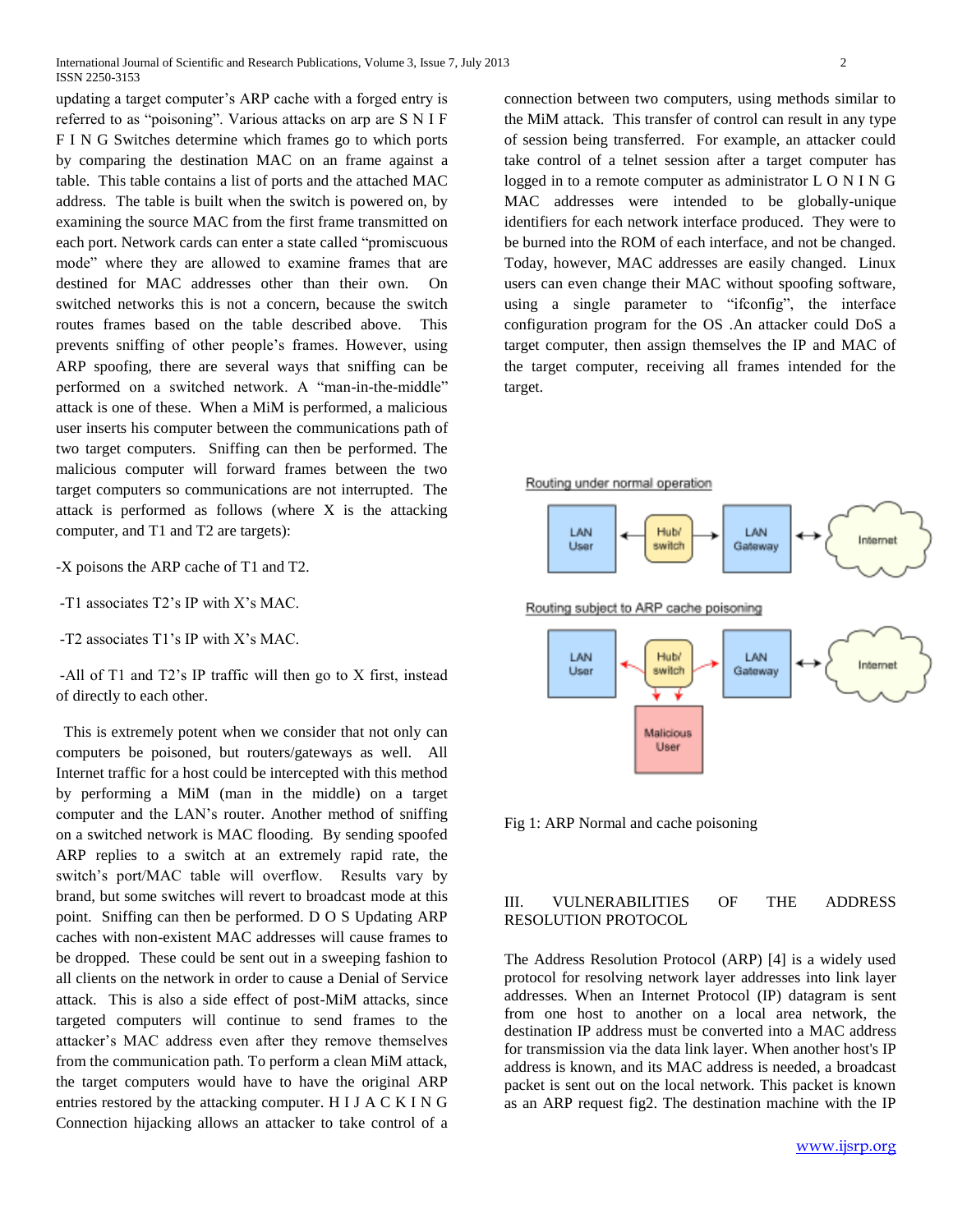updating a target computer's ARP cache with a forged entry is referred to as "poisoning". Various attacks on arp are S N I F F I N G Switches determine which frames go to which ports by comparing the destination MAC on an frame against a table. This table contains a list of ports and the attached MAC address. The table is built when the switch is powered on, by examining the source MAC from the first frame transmitted on each port. Network cards can enter a state called "promiscuous mode" where they are allowed to examine frames that are destined for MAC addresses other than their own. On switched networks this is not a concern, because the switch routes frames based on the table described above. This prevents sniffing of other people's frames. However, using ARP spoofing, there are several ways that sniffing can be performed on a switched network. A "man-in-the-middle" attack is one of these. When a MiM is performed, a malicious user inserts his computer between the communications path of two target computers. Sniffing can then be performed. The malicious computer will forward frames between the two target computers so communications are not interrupted. The attack is performed as follows (where X is the attacking computer, and T1 and T2 are targets):

-X poisons the ARP cache of T1 and T2.

-T1 associates T2's IP with X's MAC.

-T2 associates T1's IP with X's MAC.

-All of T1 and T2's IP traffic will then go to X first, instead of directly to each other.

This is extremely potent when we consider that not only can computers be poisoned, but routers/gateways as well. All Internet traffic for a host could be intercepted with this method by performing a MiM (man in the middle) on a target computer and the LAN's router. Another method of sniffing on a switched network is MAC flooding. By sending spoofed ARP replies to a switch at an extremely rapid rate, the switch's port/MAC table will overflow. Results vary by brand, but some switches will revert to broadcast mode at this point. Sniffing can then be performed. D O S Updating ARP caches with non-existent MAC addresses will cause frames to be dropped. These could be sent out in a sweeping fashion to all clients on the network in order to cause a Denial of Service attack. This is also a side effect of post-MiM attacks, since targeted computers will continue to send frames to the attacker's MAC address even after they remove themselves from the communication path. To perform a clean MiM attack, the target computers would have to have the original ARP entries restored by the attacking computer. H I J A C K I N G Connection hijacking allows an attacker to take control of a connection between two computers, using methods similar to the MiM attack. This transfer of control can result in any type of session being transferred. For example, an attacker could take control of a telnet session after a target computer has logged in to a remote computer as administrator L O N I N G MAC addresses were intended to be globally-unique identifiers for each network interface produced. They were to be burned into the ROM of each interface, and not be changed. Today, however, MAC addresses are easily changed. Linux users can even change their MAC without spoofing software, using a single parameter to "ifconfig", the interface configuration program for the OS .An attacker could DoS a target computer, then assign themselves the IP and MAC of the target computer, receiving all frames intended for the target.

Fig 1: ARP Normal and cache poisoning

## III. VULNERABILITIES OF THE ADDRESS RESOLUTION PROTOCOL

The Address Resolution Protocol (ARP) [4] is a widely used protocol for resolving network layer addresses into link layer addresses. When an Internet Protocol (IP) datagram is sent from one host to another on a local area network, the destination IP address must be converted into a MAC address for transmission via the data link layer. When another host's IP address is known, and its MAC address is needed, a broadcast packet is sent out on the local network. This packet is known as an ARP request fig2. The destination machine with the IP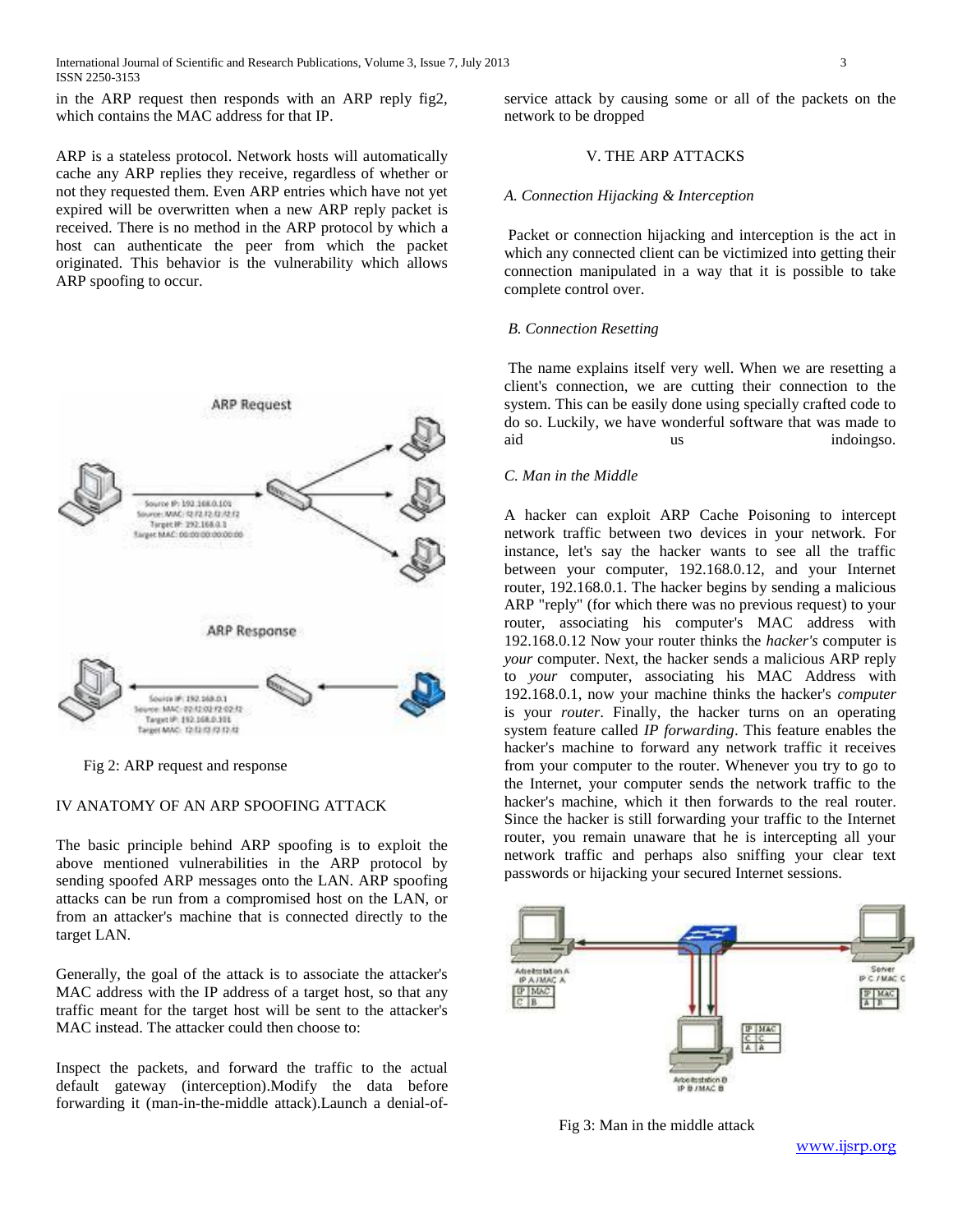in the ARP request then responds with an ARP reply fig2, which contains the MAC address for that IP.

ARP is a stateless protocol. Network hosts will automatically cache any ARP replies they receive, regardless of whether or not they requested them. Even ARP entries which have not yet expired will be overwritten when a new ARP reply packet is received. There is no method in the ARP protocol by which a host can authenticate the peer from which the packet originated. This behavior is the vulnerability which allows ARP spoofing to occur.

Fig 2: ARP request and response

## IV ANATOMY OF AN ARP SPOOFING ATTACK

The basic principle behind ARP spoofing is to exploit the above mentioned vulnerabilities in the ARP protocol by sending spoofed ARP messages onto the LAN. ARP spoofing attacks can be run from a compromised host on the LAN, or from an attacker's machine that is connected directly to the target LAN.

Generally, the goal of the attack is to associate the attacker's MAC address with the IP address of a target host, so that any traffic meant for the target host will be sent to the attacker's MAC instead. The attacker could then choose to:

Inspect the packets, and forward the traffic to the actual default gateway (interception).Modify the data before forwarding it (man-in-the-middle attack).Launch a denial-of-service attack by causing some or all of the packets on the network to be dropped

## V. THE ARP ATTACKS

### *A. Connection Hijacking & Interception*

Packet or connection hijacking and interception is the act in which any connected client can be victimized into getting their connection manipulated in a way that it is possible to take complete control over.

### *B. Connection Resetting*

The name explains itself very well. When we are resetting a client's connection, we are cutting their connection to the system. This can be easily done using specially crafted code to do so. Luckily, we have wonderful software that was made to aid us indoingso.

### *C. Man in the Middle*

A hacker can exploit ARP Cache Poisoning to intercept network traffic between two devices in your network. For instance, let's say the hacker wants to see all the traffic between your computer, 192.168.0.12, and your Internet router, 192.168.0.1. The hacker begins by sending a malicious ARP "reply" (for which there was no previous request) to your router, associating his computer's MAC address with 192.168.0.12 Now your router thinks the *hacker's* computer is *your* computer. Next, the hacker sends a malicious ARP reply to *your* computer, associating his MAC Address with 192.168.0.1, now your machine thinks the hacker's *computer* is your *router*. Finally, the hacker turns on an operating system feature called *IP forwarding*. This feature enables the hacker's machine to forward any network traffic it receives from your computer to the router. Whenever you try to go to the Internet, your computer sends the network traffic to the hacker's machine, which it then forwards to the real router. Since the hacker is still forwarding your traffic to the Internet router, you remain unaware that he is intercepting all your network traffic and perhaps also sniffing your clear text passwords or hijacking your secured Internet sessions.

Fig 3: Man in the middle attack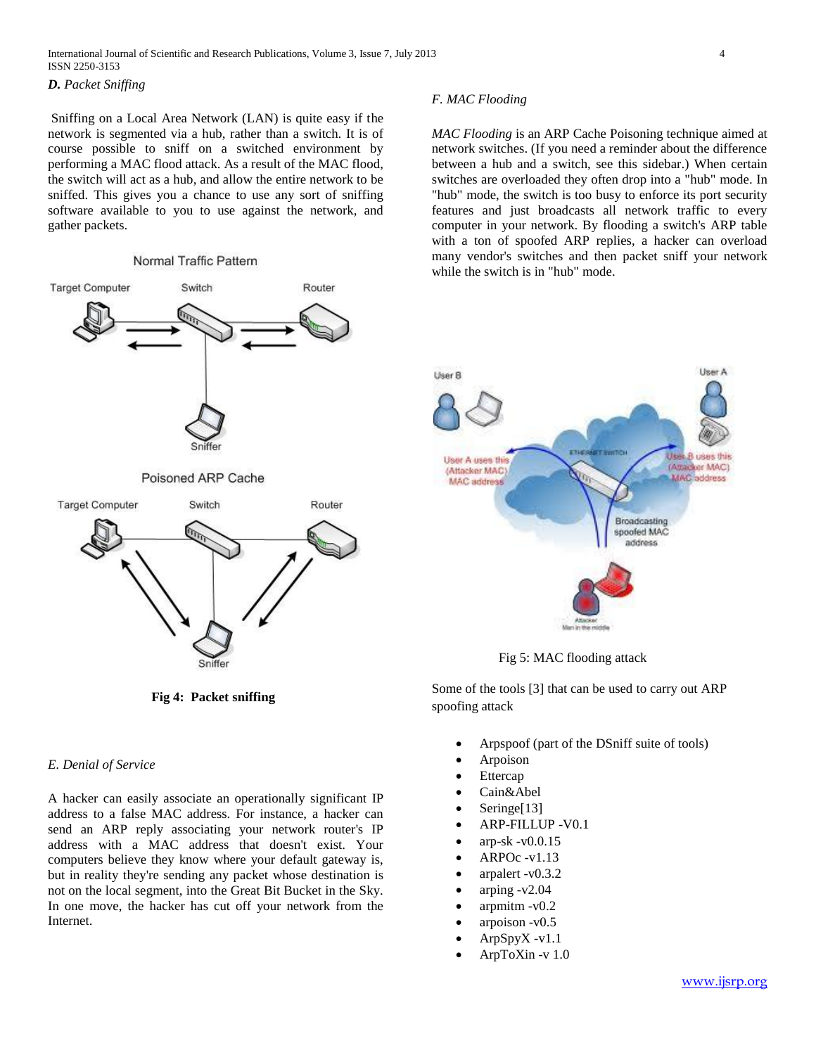### *D. Packet Sniffing*

Sniffing on a Local Area Network (LAN) is quite easy if the network is segmented via a hub, rather than a switch. It is of course possible to sniff on a switched environment by performing a MAC flood attack. As a result of the MAC flood, the switch will act as a hub, and allow the entire network to be sniffed. This gives you a chance to use any sort of sniffing software available to you to use against the network, and gather packets.

**Fig 4: Packet sniffing**

### *E. Denial of Service*

A hacker can easily associate an operationally significant IP address to a false MAC address. For instance, a hacker can send an ARP reply associating your network router's IP address with a MAC address that doesn't exist. Your computers believe they know where your default gateway is, but in reality they're sending any packet whose destination is not on the local segment, into the Great Bit Bucket in the Sky. In one move, the hacker has cut off your network from the Internet.

### *F. MAC Flooding*

*MAC Flooding* is an ARP Cache Poisoning technique aimed at network switches. (If you need a reminder about the difference between a hub and a switch, see this sidebar.) When certain switches are overloaded they often drop into a "hub" mode. In "hub" mode, the switch is too busy to enforce its port security features and just broadcasts all network traffic to every computer in your network. By flooding a switch's ARP table with a ton of spoofed ARP replies, a hacker can overload many vendor's switches and then packet sniff your network while the switch is in "hub" mode.

Fig 5: MAC flooding attack

Some of the tools [3] that can be used to carry out ARP spoofing attack

- Arpspoof (part of the DSniff suite of tools)
- Arpoison
- Ettercap
- Cain&Abel
- Seringe[13]
- ARP-FILLUP -V0.1
- arp-sk -v0.0.15
- ARPOc -v1.13
- arpalert -v0.3.2
- arping -v2.04
- arpmitm -v0.2
- arpoison -v0.5
- ArpSpyX -v1.1
- ArpToXin -v 1.0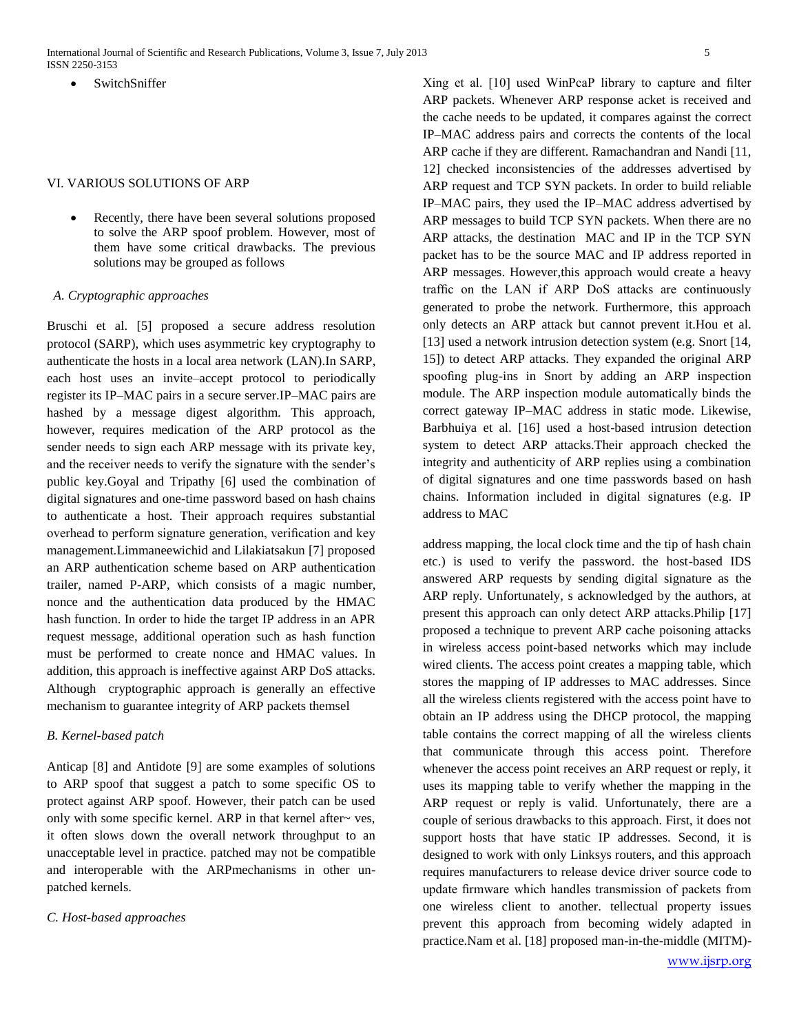- SwitchSniffer

## VI. VARIOUS SOLUTIONS OF ARP

- Recently, there have been several solutions proposed to solve the ARP spoof problem. However, most of them have some critical drawbacks. The previous solutions may be grouped as follows

### *A. Cryptographic approaches*

Bruschi et al. [5] proposed a secure address resolution protocol (SARP), which uses asymmetric key cryptography to authenticate the hosts in a local area network (LAN).In SARP, each host uses an invite–accept protocol to periodically register its IP–MAC pairs in a secure server.IP–MAC pairs are hashed by a message digest algorithm. This approach, however, requires medication of the ARP protocol as the sender needs to sign each ARP message with its private key, and the receiver needs to verify the signature with the sender's public key.Goyal and Tripathy [6] used the combination of digital signatures and one-time password based on hash chains to authenticate a host. Their approach requires substantial overhead to perform signature generation, verification and key management.Limmaneewichid and Lilakiatsakun [7] proposed an ARP authentication scheme based on ARP authentication trailer, named P-ARP, which consists of a magic number, nonce and the authentication data produced by the HMAC hash function. In order to hide the target IP address in an APR request message, additional operation such as hash function must be performed to create nonce and HMAC values. In addition, this approach is ineffective against ARP DoS attacks. Although cryptographic approach is generally an effective mechanism to guarantee integrity of ARP packets themsel

### *B. Kernel-based patch*

Anticap [8] and Antidote [9] are some examples of solutions to ARP spoof that suggest a patch to some specific OS to protect against ARP spoof. However, their patch can be used only with some specific kernel. ARP in that kernel after~ ves, it often slows down the overall network throughput to an unacceptable level in practice. patched may not be compatible and interoperable with the ARPmechanisms in other un-patched kernels.

### *C. Host-based approaches*

Xing et al. [10] used WinPcaP library to capture and filter ARP packets. Whenever ARP response acket is received and the cache needs to be updated, it compares against the correct IP–MAC address pairs and corrects the contents of the local ARP cache if they are different. Ramachandran and Nandi [11, 12] checked inconsistencies of the addresses advertised by ARP request and TCP SYN packets. In order to build reliable IP–MAC pairs, they used the IP–MAC address advertised by ARP messages to build TCP SYN packets. When there are no ARP attacks, the destination MAC and IP in the TCP SYN packet has to be the source MAC and IP address reported in ARP messages. However,this approach would create a heavy traffic on the LAN if ARP DoS attacks are continuously generated to probe the network. Furthermore, this approach only detects an ARP attack but cannot prevent it.Hou et al. [13] used a network intrusion detection system (e.g. Snort [14, 15]) to detect ARP attacks. They expanded the original ARP spoofing plug-ins in Snort by adding an ARP inspection module. The ARP inspection module automatically binds the correct gateway IP–MAC address in static mode. Likewise, Barbhuiya et al. [16] used a host-based intrusion detection system to detect ARP attacks.Their approach checked the integrity and authenticity of ARP replies using a combination of digital signatures and one time passwords based on hash chains. Information included in digital signatures (e.g. IP address to MAC

address mapping, the local clock time and the tip of hash chain etc.) is used to verify the password. the host-based IDS answered ARP requests by sending digital signature as the ARP reply. Unfortunately, s acknowledged by the authors, at present this approach can only detect ARP attacks.Philip [17] proposed a technique to prevent ARP cache poisoning attacks in wireless access point-based networks which may include wired clients. The access point creates a mapping table, which stores the mapping of IP addresses to MAC addresses. Since all the wireless clients registered with the access point have to obtain an IP address using the DHCP protocol, the mapping table contains the correct mapping of all the wireless clients that communicate through this access point. Therefore whenever the access point receives an ARP request or reply, it uses its mapping table to verify whether the mapping in the ARP request or reply is valid. Unfortunately, there are a couple of serious drawbacks to this approach. First, it does not support hosts that have static IP addresses. Second, it is designed to work with only Linksys routers, and this approach requires manufacturers to release device driver source code to update firmware which handles transmission of packets from one wireless client to another. tellectual property issues prevent this approach from becoming widely adapted in practice.Nam et al. [18] proposed man-in-the-middle (MITM)-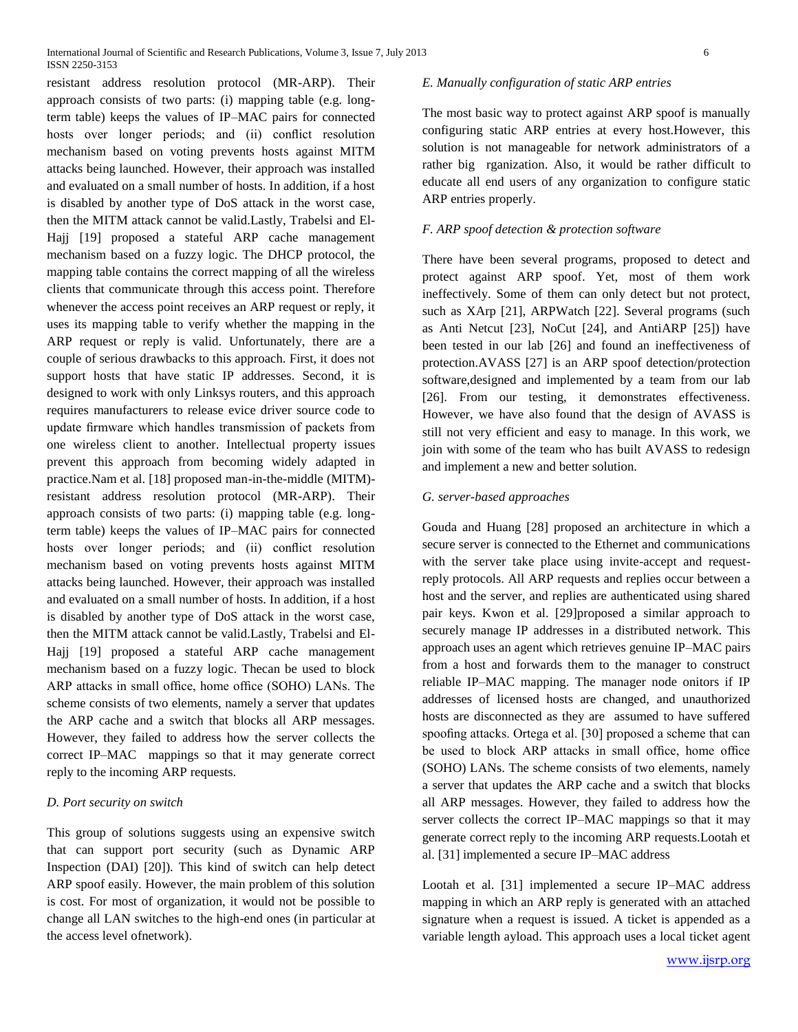resistant address resolution protocol (MR-ARP). Their approach consists of two parts: (i) mapping table (e.g. long-term table) keeps the values of IP–MAC pairs for connected hosts over longer periods; and (ii) conflict resolution mechanism based on voting prevents hosts against MITM attacks being launched. However, their approach was installed and evaluated on a small number of hosts. In addition, if a host is disabled by another type of DoS attack in the worst case, then the MITM attack cannot be valid.Lastly, Trabelsi and El-Hajj [19] proposed a stateful ARP cache management mechanism based on a fuzzy logic. The DHCP protocol, the mapping table contains the correct mapping of all the wireless clients that communicate through this access point. Therefore whenever the access point receives an ARP request or reply, it uses its mapping table to verify whether the mapping in the ARP request or reply is valid. Unfortunately, there are a couple of serious drawbacks to this approach. First, it does not support hosts that have static IP addresses. Second, it is designed to work with only Linksys routers, and this approach requires manufacturers to release evice driver source code to update firmware which handles transmission of packets from one wireless client to another. Intellectual property issues prevent this approach from becoming widely adapted in practice.Nam et al. [18] proposed man-in-the-middle (MITM)-resistant address resolution protocol (MR-ARP). Their approach consists of two parts: (i) mapping table (e.g. long-term table) keeps the values of IP–MAC pairs for connected hosts over longer periods; and (ii) conflict resolution mechanism based on voting prevents hosts against MITM attacks being launched. However, their approach was installed and evaluated on a small number of hosts. In addition, if a host is disabled by another type of DoS attack in the worst case, then the MITM attack cannot be valid.Lastly, Trabelsi and El-Hajj [19] proposed a stateful ARP cache management mechanism based on a fuzzy logic. Thecan be used to block ARP attacks in small office, home office (SOHO) LANs. The scheme consists of two elements, namely a server that updates the ARP cache and a switch that blocks all ARP messages. However, they failed to address how the server collects the correct IP–MAC mappings so that it may generate correct reply to the incoming ARP requests.

*D. Port security on switch*

This group of solutions suggests using an expensive switch that can support port security (such as Dynamic ARP Inspection (DAI) [20]). This kind of switch can help detect ARP spoof easily. However, the main problem of this solution is cost. For most of organization, it would not be possible to change all LAN switches to the high-end ones (in particular at the access level ofnetwork).

*E. Manually configuration of static ARP entries*

The most basic way to protect against ARP spoof is manually configuring static ARP entries at every host.However, this solution is not manageable for network administrators of a rather big rganization. Also, it would be rather difficult to educate all end users of any organization to configure static ARP entries properly.

*F. ARP spoof detection & protection software*

There have been several programs, proposed to detect and protect against ARP spoof. Yet, most of them work ineffectively. Some of them can only detect but not protect, such as XArp [21], ARPWatch [22]. Several programs (such as Anti Netcut [23], NoCut [24], and AntiARP [25]) have been tested in our lab [26] and found an ineffectiveness of protection.AVASS [27] is an ARP spoof detection/protection software,designed and implemented by a team from our lab [26]. From our testing, it demonstrates effectiveness. However, we have also found that the design of AVASS is still not very efficient and easy to manage. In this work, we join with some of the team who has built AVASS to redesign and implement a new and better solution.

*G. server-based approaches*

Gouda and Huang [28] proposed an architecture in which a secure server is connected to the Ethernet and communications with the server take place using invite-accept and request-reply protocols. All ARP requests and replies occur between a host and the server, and replies are authenticated using shared pair keys. Kwon et al. [29]proposed a similar approach to securely manage IP addresses in a distributed network. This approach uses an agent which retrieves genuine IP–MAC pairs from a host and forwards them to the manager to construct reliable IP–MAC mapping. The manager node onitors if IP addresses of licensed hosts are changed, and unauthorized hosts are disconnected as they are assumed to have suffered spoofing attacks. Ortega et al. [30] proposed a scheme that can be used to block ARP attacks in small office, home office (SOHO) LANs. The scheme consists of two elements, namely a server that updates the ARP cache and a switch that blocks all ARP messages. However, they failed to address how the server collects the correct IP–MAC mappings so that it may generate correct reply to the incoming ARP requests.Lootah et al. [31] implemented a secure IP–MAC address

Lootah et al. [31] implemented a secure IP–MAC address mapping in which an ARP reply is generated with an attached signature when a request is issued. A ticket is appended as a variable length ayload. This approach uses a local ticket agent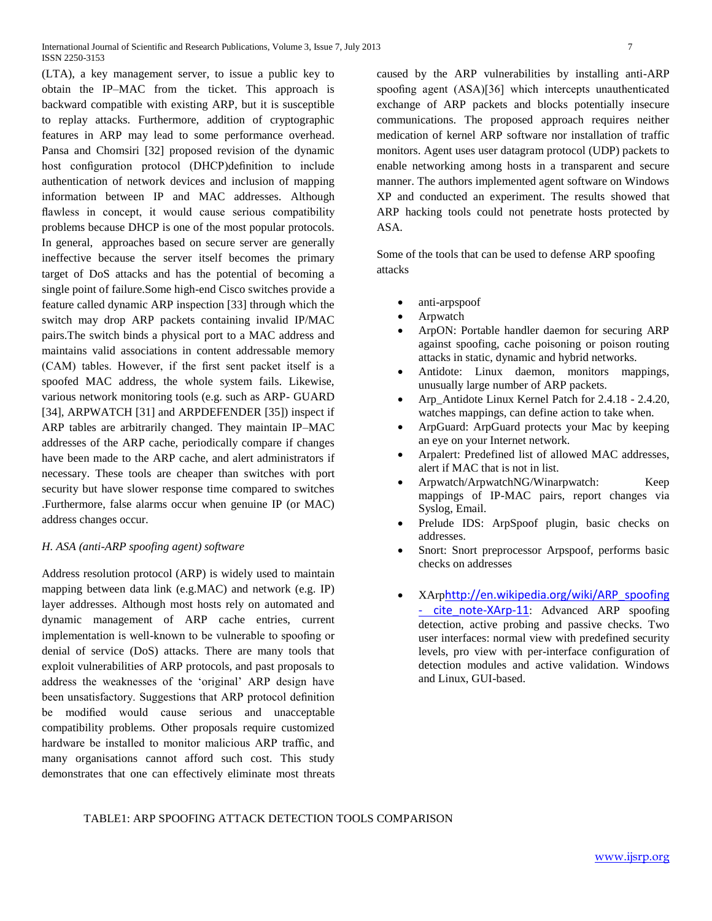(LTA), a key management server, to issue a public key to obtain the IP–MAC from the ticket. This approach is backward compatible with existing ARP, but it is susceptible to replay attacks. Furthermore, addition of cryptographic features in ARP may lead to some performance overhead. Pansa and Chomsiri [32] proposed revision of the dynamic host configuration protocol (DHCP)definition to include authentication of network devices and inclusion of mapping information between IP and MAC addresses. Although flawless in concept, it would cause serious compatibility problems because DHCP is one of the most popular protocols. In general, approaches based on secure server are generally ineffective because the server itself becomes the primary target of DoS attacks and has the potential of becoming a single point of failure.Some high-end Cisco switches provide a feature called dynamic ARP inspection [33] through which the switch may drop ARP packets containing invalid IP/MAC pairs.The switch binds a physical port to a MAC address and maintains valid associations in content addressable memory (CAM) tables. However, if the first sent packet itself is a spoofed MAC address, the whole system fails. Likewise, various network monitoring tools (e.g. such as ARP- GUARD [34], ARPWATCH [31] and ARPDEFENDER [35]) inspect if ARP tables are arbitrarily changed. They maintain IP–MAC addresses of the ARP cache, periodically compare if changes have been made to the ARP cache, and alert administrators if necessary. These tools are cheaper than switches with port security but have slower response time compared to switches .Furthermore, false alarms occur when genuine IP (or MAC) address changes occur.

### *H. ASA (anti-ARP spoofing agent) software*

Address resolution protocol (ARP) is widely used to maintain mapping between data link (e.g.MAC) and network (e.g. IP) layer addresses. Although most hosts rely on automated and dynamic management of ARP cache entries, current implementation is well-known to be vulnerable to spoofing or denial of service (DoS) attacks. There are many tools that exploit vulnerabilities of ARP protocols, and past proposals to address the weaknesses of the 'original' ARP design have been unsatisfactory. Suggestions that ARP protocol definition be modified would cause serious and unacceptable compatibility problems. Other proposals require customized hardware be installed to monitor malicious ARP traffic, and many organisations cannot afford such cost. This study demonstrates that one can effectively eliminate most threats caused by the ARP vulnerabilities by installing anti-ARP spoofing agent (ASA)[36] which intercepts unauthenticated exchange of ARP packets and blocks potentially insecure communications. The proposed approach requires neither medication of kernel ARP software nor installation of traffic monitors. Agent uses user datagram protocol (UDP) packets to enable networking among hosts in a transparent and secure manner. The authors implemented agent software on Windows XP and conducted an experiment. The results showed that ARP hacking tools could not penetrate hosts protected by ASA.

Some of the tools that can be used to defense ARP spoofing attacks

- anti-arpspoof
- Arpwatch
- ArpON: Portable handler daemon for securing ARP against spoofing, cache poisoning or poison routing attacks in static, dynamic and hybrid networks.
- Antidote: Linux daemon, monitors mappings, unusually large number of ARP packets.
- Arp_Antidote Linux Kernel Patch for 2.4.18 - 2.4.20, watches mappings, can define action to take when.
- ArpGuard: ArpGuard protects your Mac by keeping an eye on your Internet network.
- Arpalert: Predefined list of allowed MAC addresses, alert if MAC that is not in list.
- Arpwatch/ArpwatchNG/Winarpwatch: Keep mappings of IP-MAC pairs, report changes via Syslog, Email.
- Prelude IDS: ArpSpoof plugin, basic checks on addresses.
- Snort: Snort preprocessor Arpspoof, performs basic checks on addresses
- XArphttp://en.wikipedia.org/wiki/ARP_spoofing - cite_note-XArp-11: Advanced ARP spoofing detection, active probing and passive checks. Two user interfaces: normal view with predefined security levels, pro view with per-interface configuration of detection modules and active validation. Windows and Linux, GUI-based.

TABLE1: ARP SPOOFING ATTACK DETECTION TOOLS COMPARISON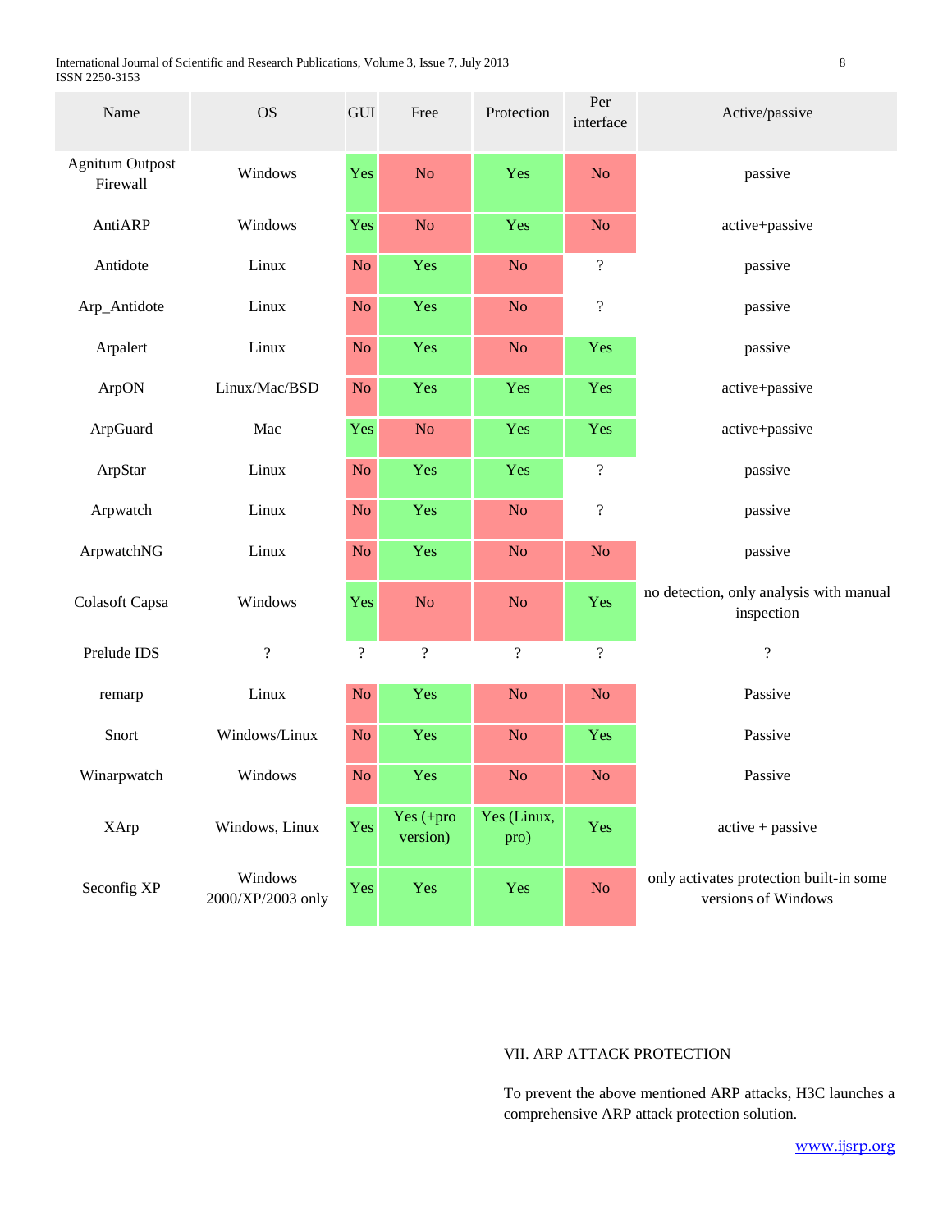| Name | OS | GUI | Free | Protection | Per interface | Active/passive |
|---|---|---|---|---|---|---|
| Agnitum Outpost Firewall | Windows | Yes | No | Yes | No | passive |
| AntiARP | Windows | Yes | No | Yes | No | active+passive |
| Antidote | Linux | No | Yes | No | ? | passive |
| Arp_Antidote | Linux | No | Yes | No | ? | passive |
| Arpalert | Linux | No | Yes | No | Yes | passive |
| ArpON | Linux/Mac/BSD | No | Yes | Yes | Yes | active+passive |
| ArpGuard | Mac | Yes | No | Yes | Yes | active+passive |
| ArpStar | Linux | No | Yes | Yes | ? | passive |
| Arpwatch | Linux | No | Yes | No | ? | passive |
| ArpwatchNG | Linux | No | Yes | No | No | passive |
| Colasoft Capsa | Windows | Yes | No | No | Yes | no detection, only analysis with manual inspection |
| Prelude IDS | ? | ? | ? | ? | ? | ? |
| remarp | Linux | No | Yes | No | No | Passive |
| Snort | Windows/Linux | No | Yes | No | Yes | Passive |
| Winarpwatch | Windows | No | Yes | No | No | Passive |
| XArp | Windows, Linux | Yes | Yes (+pro version) | Yes (Linux, pro) | Yes | active + passive |
| Seconfig XP | Windows 2000/XP/2003 only | Yes | Yes | Yes | No | only activates protection built-in some versions of Windows |

## VII. ARP ATTACK PROTECTION

To prevent the above mentioned ARP attacks, H3C launches a comprehensive ARP attack protection solution.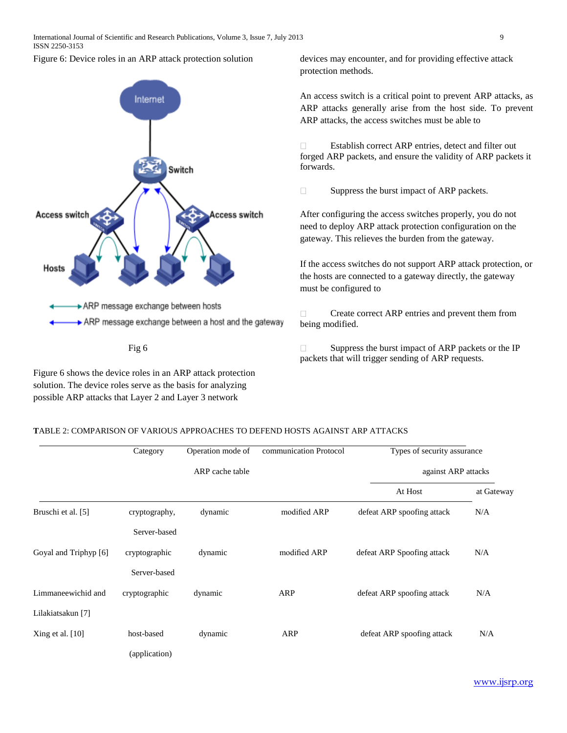Figure 6: Device roles in an ARP attack protection solution

Fig 6

Figure 6 shows the device roles in an ARP attack protection solution. The device roles serve as the basis for analyzing possible ARP attacks that Layer 2 and Layer 3 network devices may encounter, and for providing effective attack protection methods.

An access switch is a critical point to prevent ARP attacks, as ARP attacks generally arise from the host side. To prevent ARP attacks, the access switches must be able to

- Establish correct ARP entries, detect and filter out forged ARP packets, and ensure the validity of ARP packets it forwards.
- Suppress the burst impact of ARP packets.

After configuring the access switches properly, you do not need to deploy ARP attack protection configuration on the gateway. This relieves the burden from the gateway.

If the access switches do not support ARP attack protection, or the hosts are connected to a gateway directly, the gateway must be configured to

- Create correct ARP entries and prevent them from being modified.
- Suppress the burst impact of ARP packets or the IP packets that will trigger sending of ARP requests.

TABLE 2: COMPARISON OF VARIOUS APPROACHES TO DEFEND HOSTS AGAINST ARP ATTACKS

| | Category | Operation mode of ARP cache table | communication Protocol | Types of security assurance against ARP attacks | |
|---|---|---|---|---|---|
| | | | | At Host | at Gateway |
| Bruschi et al. [5] | cryptography, Server-based | dynamic | modified ARP | defeat ARP spoofing attack | N/A |
| Goyal and Triphyp [6] | cryptographic Server-based | dynamic | modified ARP | defeat ARP Spoofing attack | N/A |
| Limmaneewichid and Lilakiatsakun [7] | cryptographic | dynamic | ARP | defeat ARP spoofing attack | N/A |
| Xing et al. [10] | host-based (application) | dynamic | ARP | defeat ARP spoofing attack | N/A |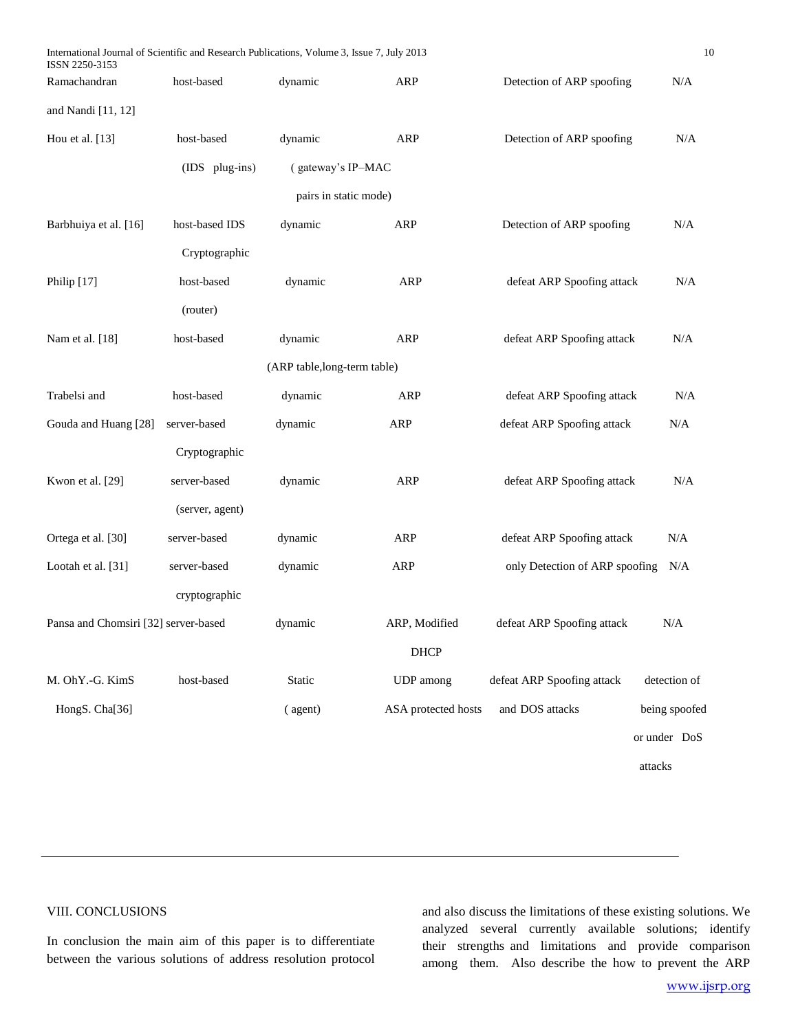| | | | | | |
|---|---|---|---|---|---|
| Ramachandran and Nandi [11, 12] | host-based | dynamic | ARP | Detection of ARP spoofing | N/A |
| Hou et al. [13] | host-based (IDS plug-ins) | dynamic ( gateway's IP–MAC pairs in static mode) | ARP | Detection of ARP spoofing | N/A |
| Barbhuiya et al. [16] | host-based IDS Cryptographic | dynamic | ARP | Detection of ARP spoofing | N/A |
| Philip [17] | host-based (router) | dynamic | ARP | defeat ARP Spoofing attack | N/A |
| Nam et al. [18] | host-based | dynamic (ARP table,long-term table) | ARP | defeat ARP Spoofing attack | N/A |
| Trabelsi and | host-based | dynamic | ARP | defeat ARP Spoofing attack | N/A |
| Gouda and Huang [28] | server-based Cryptographic | dynamic | ARP | defeat ARP Spoofing attack | N/A |
| Kwon et al. [29] | server-based (server, agent) | dynamic | ARP | defeat ARP Spoofing attack | N/A |
| Ortega et al. [30] | server-based | dynamic | ARP | defeat ARP Spoofing attack | N/A |
| Lootah et al. [31] | server-based cryptographic | dynamic | ARP | only Detection of ARP spoofing | N/A |
| Pansa and Chomsiri [32] | server-based | dynamic | ARP, Modified DHCP | defeat ARP Spoofing attack | N/A |
| M. OhY.-G. KimS HongS. Cha[36] | host-based | Static ( agent) | UDP among ASA protected hosts | defeat ARP Spoofing attack and DOS attacks | detection of being spoofed or under DoS attacks |

## VIII. CONCLUSIONS

In conclusion the main aim of this paper is to differentiate between the various solutions of address resolution protocol and also discuss the limitations of these existing solutions. We analyzed several currently available solutions; identify their strengths and limitations and provide comparison among them. Also describe the how to prevent the ARP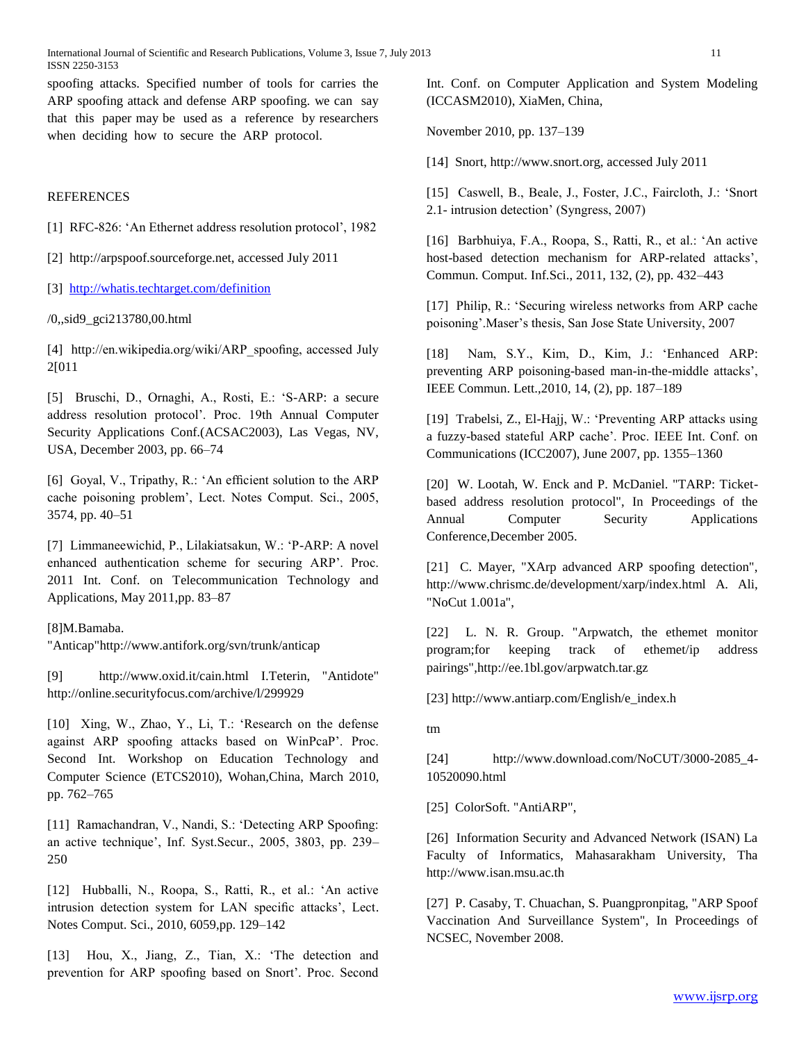spoofing attacks. Specified number of tools for carries the ARP spoofing attack and defense ARP spoofing. we can say that this paper may be used as a reference by researchers when deciding how to secure the ARP protocol.

## REFERENCES

[1] RFC-826: 'An Ethernet address resolution protocol', 1982

[2] http://arpspoof.sourceforge.net, accessed July 2011

[3] http://whatis.techtarget.com/definition

/0,,sid9_gci213780,00.html

[4] http://en.wikipedia.org/wiki/ARP_spoofing, accessed July 2[011

[5] Bruschi, D., Ornaghi, A., Rosti, E.: 'S-ARP: a secure address resolution protocol'. Proc. 19th Annual Computer Security Applications Conf.(ACSAC2003), Las Vegas, NV, USA, December 2003, pp. 66–74

[6] Goyal, V., Tripathy, R.: 'An efficient solution to the ARP cache poisoning problem', Lect. Notes Comput. Sci., 2005, 3574, pp. 40–51

[7] Limmaneewichid, P., Lilakiatsakun, W.: 'P-ARP: A novel enhanced authentication scheme for securing ARP'. Proc. 2011 Int. Conf. on Telecommunication Technology and Applications, May 2011,pp. 83–87

[8]M.Bamaba. "Anticap"http://www.antifork.org/svn/trunk/anticap

[9] http://www.oxid.it/cain.html I.Teterin, "Antidote" http://online.securityfocus.com/archive/l/299929

[10] Xing, W., Zhao, Y., Li, T.: 'Research on the defense against ARP spoofing attacks based on WinPcaP'. Proc. Second Int. Workshop on Education Technology and Computer Science (ETCS2010), Wohan,China, March 2010, pp. 762–765

[11] Ramachandran, V., Nandi, S.: 'Detecting ARP Spoofing: an active technique', Inf. Syst.Secur., 2005, 3803, pp. 239–250

[12] Hubballi, N., Roopa, S., Ratti, R., et al.: 'An active intrusion detection system for LAN specific attacks', Lect. Notes Comput. Sci., 2010, 6059,pp. 129–142

[13] Hou, X., Jiang, Z., Tian, X.: 'The detection and prevention for ARP spoofing based on Snort'. Proc. Second Int. Conf. on Computer Application and System Modeling (ICCASM2010), XiaMen, China,

November 2010, pp. 137–139

[14] Snort, http://www.snort.org, accessed July 2011

[15] Caswell, B., Beale, J., Foster, J.C., Faircloth, J.: 'Snort 2.1- intrusion detection' (Syngress, 2007)

[16] Barbhuiya, F.A., Roopa, S., Ratti, R., et al.: 'An active host-based detection mechanism for ARP-related attacks', Commun. Comput. Inf.Sci., 2011, 132, (2), pp. 432–443

[17] Philip, R.: 'Securing wireless networks from ARP cache poisoning'.Maser's thesis, San Jose State University, 2007

[18] Nam, S.Y., Kim, D., Kim, J.: 'Enhanced ARP: preventing ARP poisoning-based man-in-the-middle attacks', IEEE Commun. Lett.,2010, 14, (2), pp. 187–189

[19] Trabelsi, Z., El-Hajj, W.: 'Preventing ARP attacks using a fuzzy-based stateful ARP cache'. Proc. IEEE Int. Conf. on Communications (ICC2007), June 2007, pp. 1355–1360

[20] W. Lootah, W. Enck and P. McDaniel. "TARP: Ticket-based address resolution protocol", In Proceedings of the Annual Computer Security Applications Conference,December 2005.

[21] C. Mayer, "XArp advanced ARP spoofing detection", http://www.chrismc.de/development/xarp/index.html A. Ali, "NoCut 1.001a",

[22] L. N. R. Group. "Arpwatch, the ethemet monitor program;for keeping track of ethemet/ip address pairings",http://ee.1bl.gov/arpwatch.tar.gz

[23] http://www.antiarp.com/English/e_index.h

tm

[24] http://www.download.com/NoCUT/3000-2085_4-10520090.html

[25] ColorSoft. "AntiARP",

[26] Information Security and Advanced Network (ISAN) La Faculty of Informatics, Mahasarakham University, Tha http://www.isan.msu.ac.th

[27] P. Casaby, T. Chuachan, S. Puangpronpitag, "ARP Spoof Vaccination And Surveillance System", In Proceedings of NCSEC, November 2008.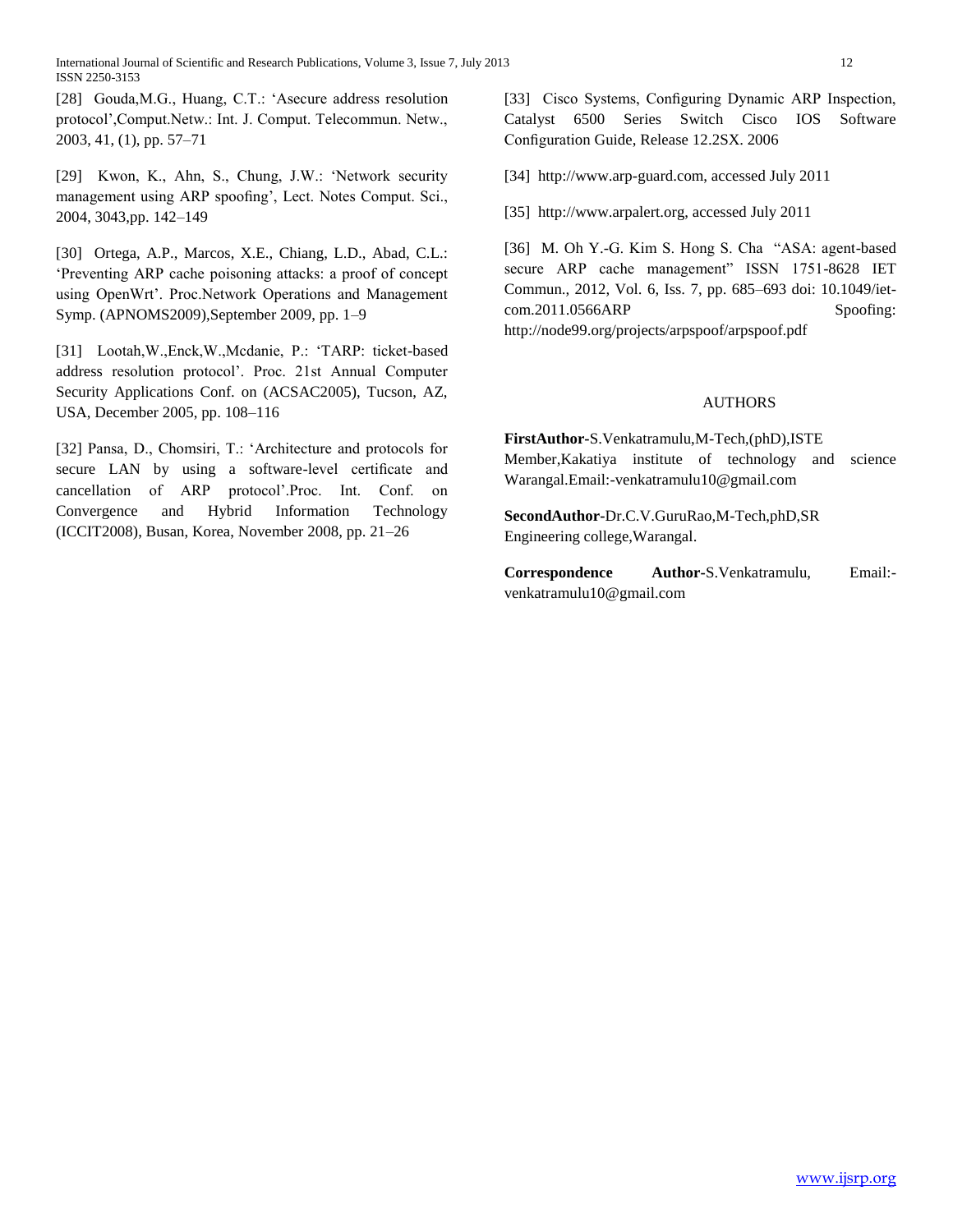[28] Gouda,M.G., Huang, C.T.: 'Asecure address resolution protocol',Comput.Netw.: Int. J. Comput. Telecommun. Netw., 2003, 41, (1), pp. 57–71

[29] Kwon, K., Ahn, S., Chung, J.W.: 'Network security management using ARP spoofing', Lect. Notes Comput. Sci., 2004, 3043,pp. 142–149

[30] Ortega, A.P., Marcos, X.E., Chiang, L.D., Abad, C.L.: 'Preventing ARP cache poisoning attacks: a proof of concept using OpenWrt'. Proc.Network Operations and Management Symp. (APNOMS2009),September 2009, pp. 1–9

[31] Lootah,W.,Enck,W.,Mcdanie, P.: 'TARP: ticket-based address resolution protocol'. Proc. 21st Annual Computer Security Applications Conf. on (ACSAC2005), Tucson, AZ, USA, December 2005, pp. 108–116

[32] Pansa, D., Chomsiri, T.: 'Architecture and protocols for secure LAN by using a software-level certificate and cancellation of ARP protocol'.Proc. Int. Conf. on Convergence and Hybrid Information Technology (ICCIT2008), Busan, Korea, November 2008, pp. 21–26

[33] Cisco Systems, Configuring Dynamic ARP Inspection, Catalyst 6500 Series Switch Cisco IOS Software Configuration Guide, Release 12.2SX. 2006

[34] http://www.arp-guard.com, accessed July 2011

[35] http://www.arpalert.org, accessed July 2011

[36] M. Oh Y.-G. Kim S. Hong S. Cha "ASA: agent-based secure ARP cache management" ISSN 1751-8628 IET Commun., 2012, Vol. 6, Iss. 7, pp. 685–693 doi: 10.1049/iet-com.2011.0566ARP Spoofing: http://node99.org/projects/arpspoof/arpspoof.pdf

## AUTHORS

**FirstAuthor**-S.Venkatramulu,M-Tech,(phD),ISTE Member,Kakatiya institute of technology and science Warangal.Email:-venkatramulu10@gmail.com

**SecondAuthor**-Dr.C.V.GuruRao,M-Tech,phD,SR Engineering college,Warangal.

**Correspondence Author**-S.Venkatramulu, Email:-venkatramulu10@gmail.com